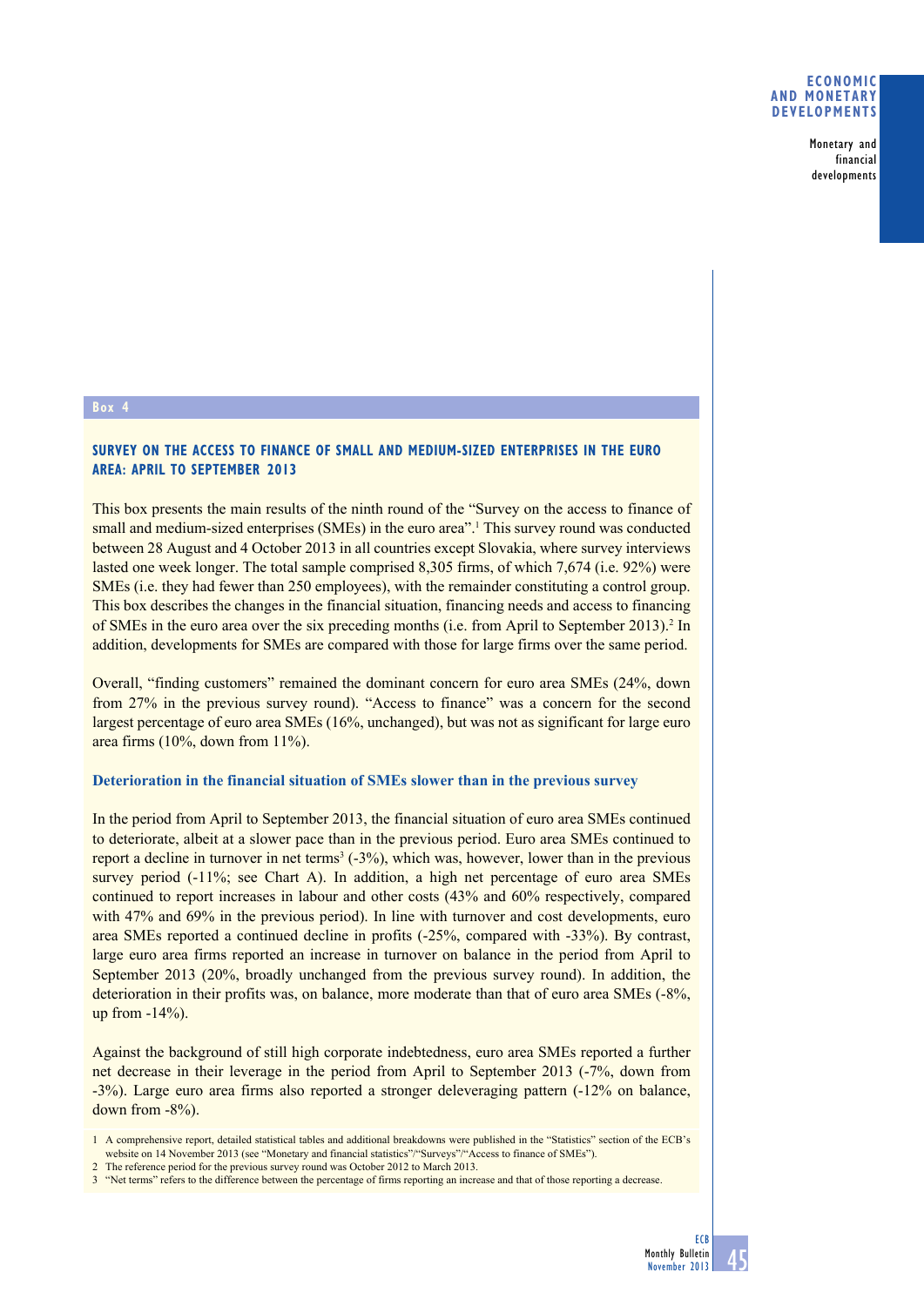**Box 4**

## SURVEY ON THE ACCESS TO FINANCE OF SMALL AND MEDIUM-SIZED ENTERPRISES IN THE EURO AREA: APRIL TO SEPTEMBER 2013

This box presents the main results of the ninth round of the "Survey on the access to finance of small and medium-sized enterprises (SMEs) in the euro area".[1] This survey round was conducted between 28 August and 4 October 2013 in all countries except Slovakia, where survey interviews lasted one week longer. The total sample comprised 8,305 firms, of which 7,674 (i.e. 92%) were SMEs (i.e. they had fewer than 250 employees), with the remainder constituting a control group. This box describes the changes in the financial situation, financing needs and access to financing of SMEs in the euro area over the six preceding months (i.e. from April to September 2013).[2] In addition, developments for SMEs are compared with those for large firms over the same period.

Overall, "finding customers" remained the dominant concern for euro area SMEs (24%, down from 27% in the previous survey round). "Access to finance" was a concern for the second largest percentage of euro area SMEs (16%, unchanged), but was not as significant for large euro area firms (10%, down from 11%).

### Deterioration in the financial situation of SMEs slower than in the previous survey

In the period from April to September 2013, the financial situation of euro area SMEs continued to deteriorate, albeit at a slower pace than in the previous period. Euro area SMEs continued to report a decline in turnover in net terms[3] (-3%), which was, however, lower than in the previous survey period (-11%; see Chart A). In addition, a high net percentage of euro area SMEs continued to report increases in labour and other costs (43% and 60% respectively, compared with 47% and 69% in the previous period). In line with turnover and cost developments, euro area SMEs reported a continued decline in profits (-25%, compared with -33%). By contrast, large euro area firms reported an increase in turnover on balance in the period from April to September 2013 (20%, broadly unchanged from the previous survey round). In addition, the deterioration in their profits was, on balance, more moderate than that of euro area SMEs (-8%, up from -14%).

Against the background of still high corporate indebtedness, euro area SMEs reported a further net decrease in their leverage in the period from April to September 2013 (-7%, down from -3%). Large euro area firms also reported a stronger deleveraging pattern (-12% on balance, down from -8%).

1 A comprehensive report, detailed statistical tables and additional breakdowns were published in the "Statistics" section of the ECB's website on 14 November 2013 (see "Monetary and financial statistics"/"Surveys"/"Access to finance of SMEs").

2 The reference period for the previous survey round was October 2012 to March 2013.

3 "Net terms" refers to the difference between the percentage of firms reporting an increase and that of those reporting a decrease.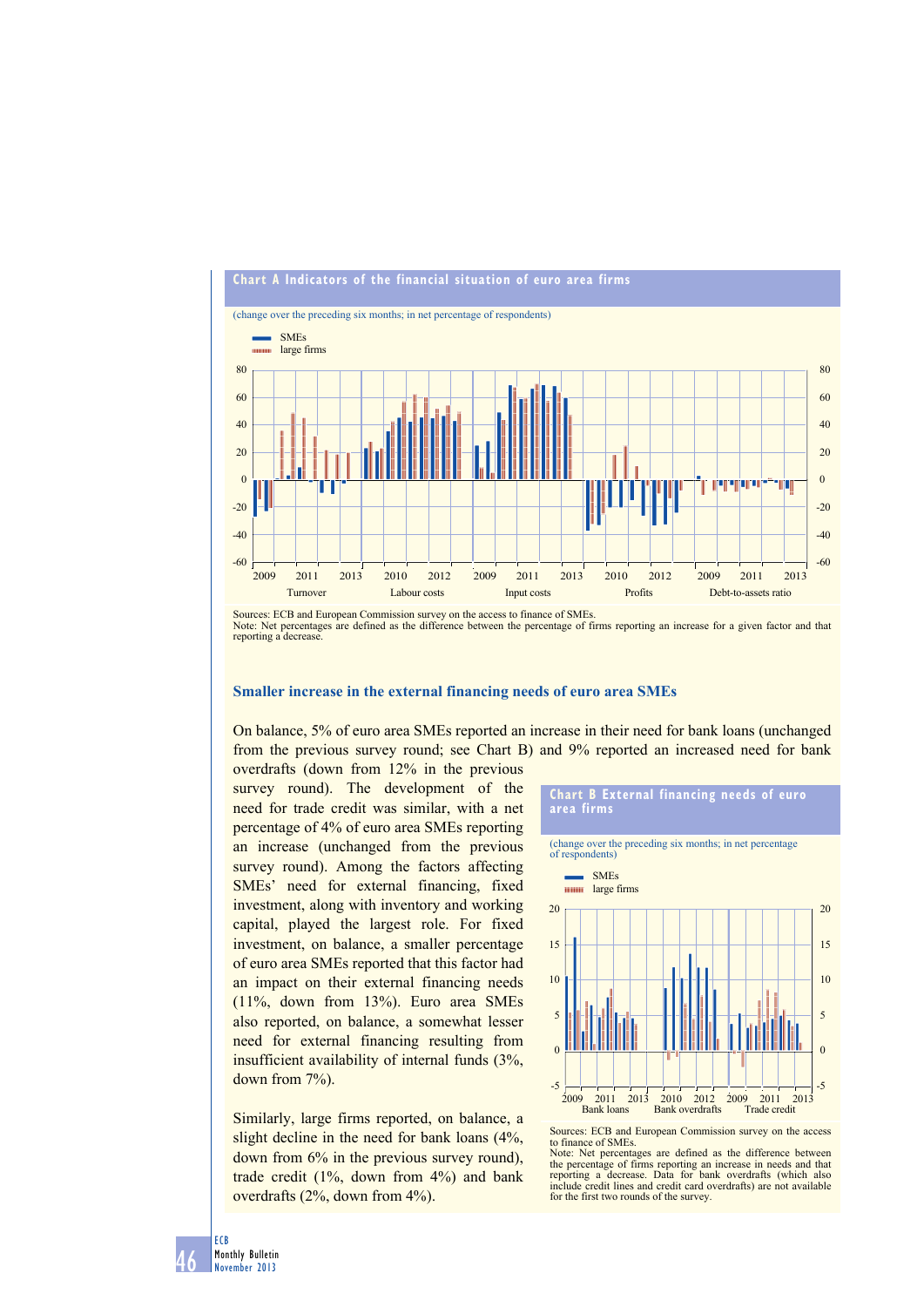**Chart A Indicators of the financial situation of euro area firms**

(change over the preceding six months; in net percentage of respondents)

Sources: ECB and European Commission survey on the access to finance of SMEs.
Note: Net percentages are defined as the difference between the percentage of firms reporting an increase for a given factor and that reporting a decrease.

### Smaller increase in the external financing needs of euro area SMEs

On balance, 5% of euro area SMEs reported an increase in their need for bank loans (unchanged from the previous survey round; see Chart B) and 9% reported an increased need for bank overdrafts (down from 12% in the previous survey round). The development of the need for trade credit was similar, with a net percentage of 4% of euro area SMEs reporting an increase (unchanged from the previous survey round). Among the factors affecting SMEs' need for external financing, fixed investment, along with inventory and working capital, played the largest role. For fixed investment, on balance, a smaller percentage of euro area SMEs reported that this factor had an impact on their external financing needs (11%, down from 13%). Euro area SMEs also reported, on balance, a somewhat lesser need for external financing resulting from insufficient availability of internal funds (3%, down from 7%).

Similarly, large firms reported, on balance, a slight decline in the need for bank loans (4%, down from 6% in the previous survey round), trade credit (1%, down from 4%) and bank overdrafts (2%, down from 4%).

**Chart B External financing needs of euro area firms**

(change over the preceding six months; in net percentage of respondents)

Sources: ECB and European Commission survey on the access to finance of SMEs.
Note: Net percentages are defined as the difference between the percentage of firms reporting an increase in needs and that reporting a decrease. Data for bank overdrafts (which also include credit lines and credit card overdrafts) are not available for the first two rounds of the survey.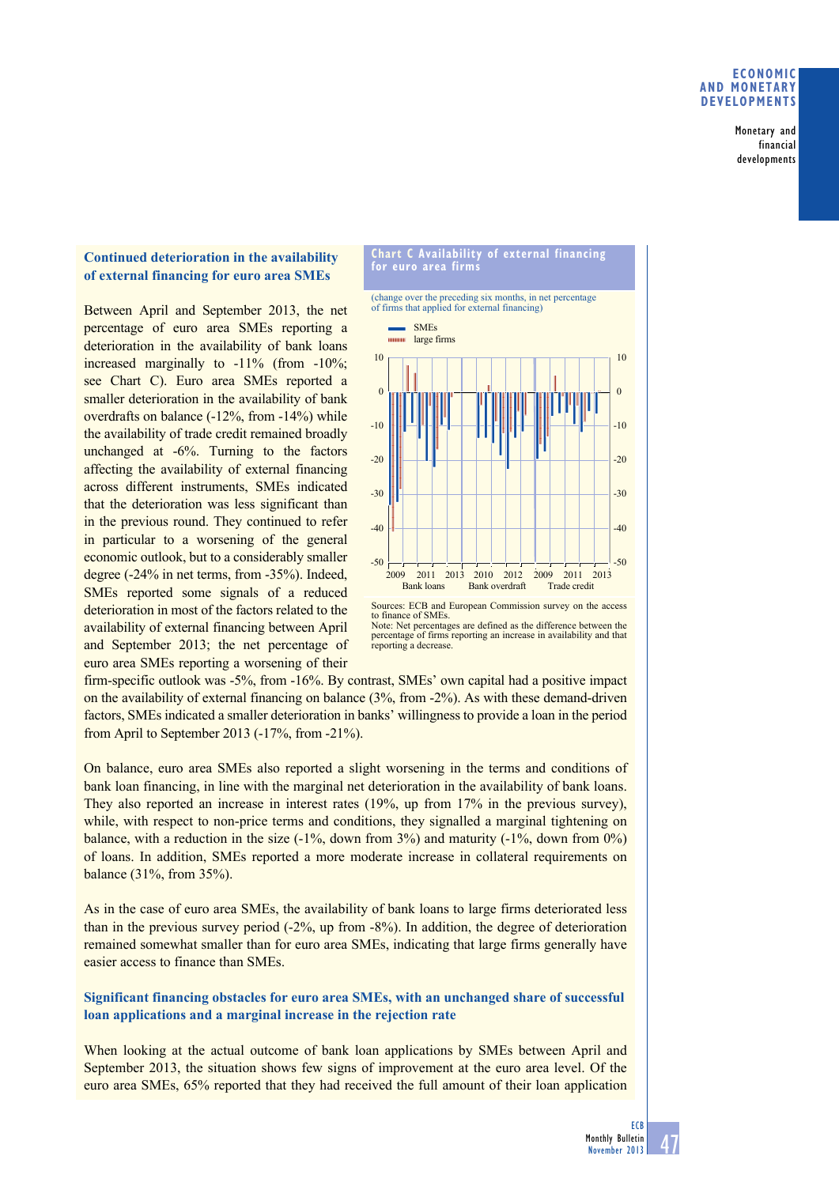### Continued deterioration in the availability of external financing for euro area SMEs

Between April and September 2013, the net percentage of euro area SMEs reporting a deterioration in the availability of bank loans increased marginally to -11% (from -10%; see Chart C). Euro area SMEs reported a smaller deterioration in the availability of bank overdrafts on balance (-12%, from -14%) while the availability of trade credit remained broadly unchanged at -6%. Turning to the factors affecting the availability of external financing across different instruments, SMEs indicated that the deterioration was less significant than in the previous round. They continued to refer in particular to a worsening of the general economic outlook, but to a considerably smaller degree (-24% in net terms, from -35%). Indeed, SMEs reported some signals of a reduced deterioration in most of the factors related to the availability of external financing between April and September 2013; the net percentage of euro area SMEs reporting a worsening of their firm-specific outlook was -5%, from -16%. By contrast, SMEs' own capital had a positive impact on the availability of external financing on balance (3%, from -2%). As with these demand-driven factors, SMEs indicated a smaller deterioration in banks' willingness to provide a loan in the period from April to September 2013 (-17%, from -21%).

**Chart C Availability of external financing for euro area firms**

(change over the preceding six months, in net percentage of firms that applied for external financing)

Sources: ECB and European Commission survey on the access to finance of SMEs.
Note: Net percentages are defined as the difference between the percentage of firms reporting an increase in availability and that reporting a decrease.

On balance, euro area SMEs also reported a slight worsening in the terms and conditions of bank loan financing, in line with the marginal net deterioration in the availability of bank loans. They also reported an increase in interest rates (19%, up from 17% in the previous survey), while, with respect to non-price terms and conditions, they signalled a marginal tightening on balance, with a reduction in the size (-1%, down from 3%) and maturity (-1%, down from 0%) of loans. In addition, SMEs reported a more moderate increase in collateral requirements on balance (31%, from 35%).

As in the case of euro area SMEs, the availability of bank loans to large firms deteriorated less than in the previous survey period (-2%, up from -8%). In addition, the degree of deterioration remained somewhat smaller than for euro area SMEs, indicating that large firms generally have easier access to finance than SMEs.

### Significant financing obstacles for euro area SMEs, with an unchanged share of successful loan applications and a marginal increase in the rejection rate

When looking at the actual outcome of bank loan applications by SMEs between April and September 2013, the situation shows few signs of improvement at the euro area level. Of the euro area SMEs, 65% reported that they had received the full amount of their loan application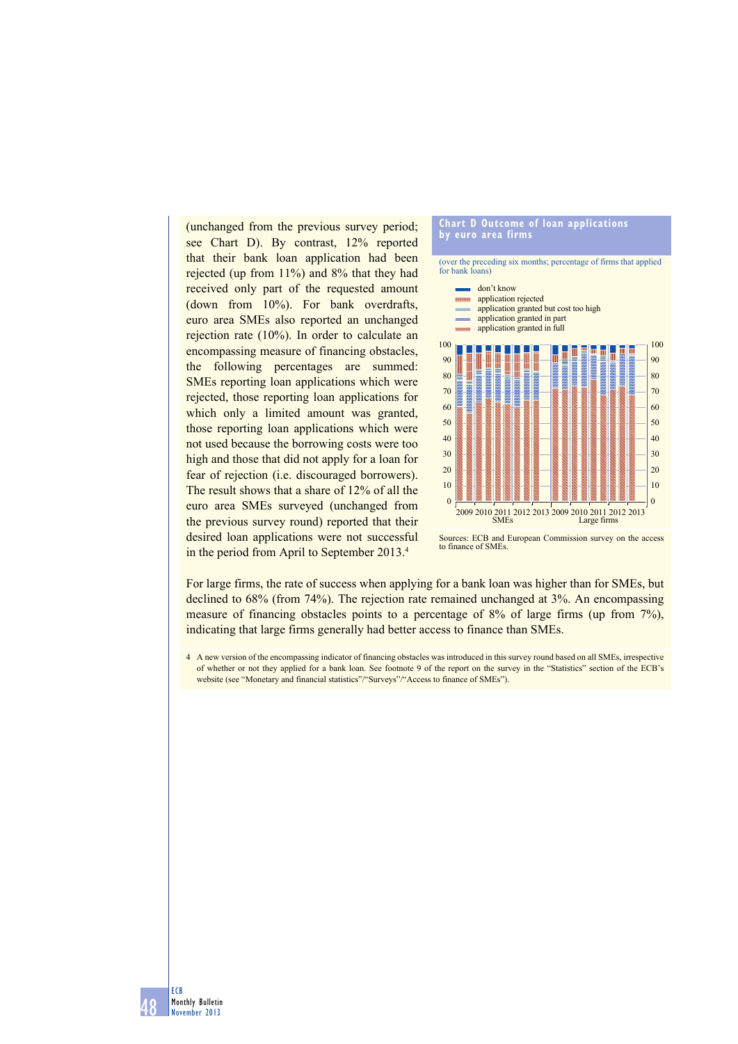(unchanged from the previous survey period; see Chart D). By contrast, 12% reported that their bank loan application had been rejected (up from 11%) and 8% that they had received only part of the requested amount (down from 10%). For bank overdrafts, euro area SMEs also reported an unchanged rejection rate (10%). In order to calculate an encompassing measure of financing obstacles, the following percentages are summed: SMEs reporting loan applications which were rejected, those reporting loan applications for which only a limited amount was granted, those reporting loan applications which were not used because the borrowing costs were too high and those that did not apply for a loan for fear of rejection (i.e. discouraged borrowers). The result shows that a share of 12% of all the euro area SMEs surveyed (unchanged from the previous survey round) reported that their desired loan applications were not successful in the period from April to September 2013.[4]

**Chart D Outcome of loan applications by euro area firms**

(over the preceding six months; percentage of firms that applied for bank loans)

don't know
application rejected
application granted but cost too high
application granted in part
application granted in full

100
90
80
70
60
50
40
30
20
10
0

2009 2010 2011 2012 2013 2009 2010 2011 2012 2013
SMEs
Large firms

Sources: ECB and European Commission survey on the access to finance of SMEs.

For large firms, the rate of success when applying for a bank loan was higher than for SMEs, but declined to 68% (from 74%). The rejection rate remained unchanged at 3%. An encompassing measure of financing obstacles points to a percentage of 8% of large firms (up from 7%), indicating that large firms generally had better access to finance than SMEs.

4 A new version of the encompassing indicator of financing obstacles was introduced in this survey round based on all SMEs, irrespective of whether or not they applied for a bank loan. See footnote 9 of the report on the survey in the "Statistics" section of the ECB's website (see "Monetary and financial statistics"/"Surveys"/"Access to finance of SMEs").